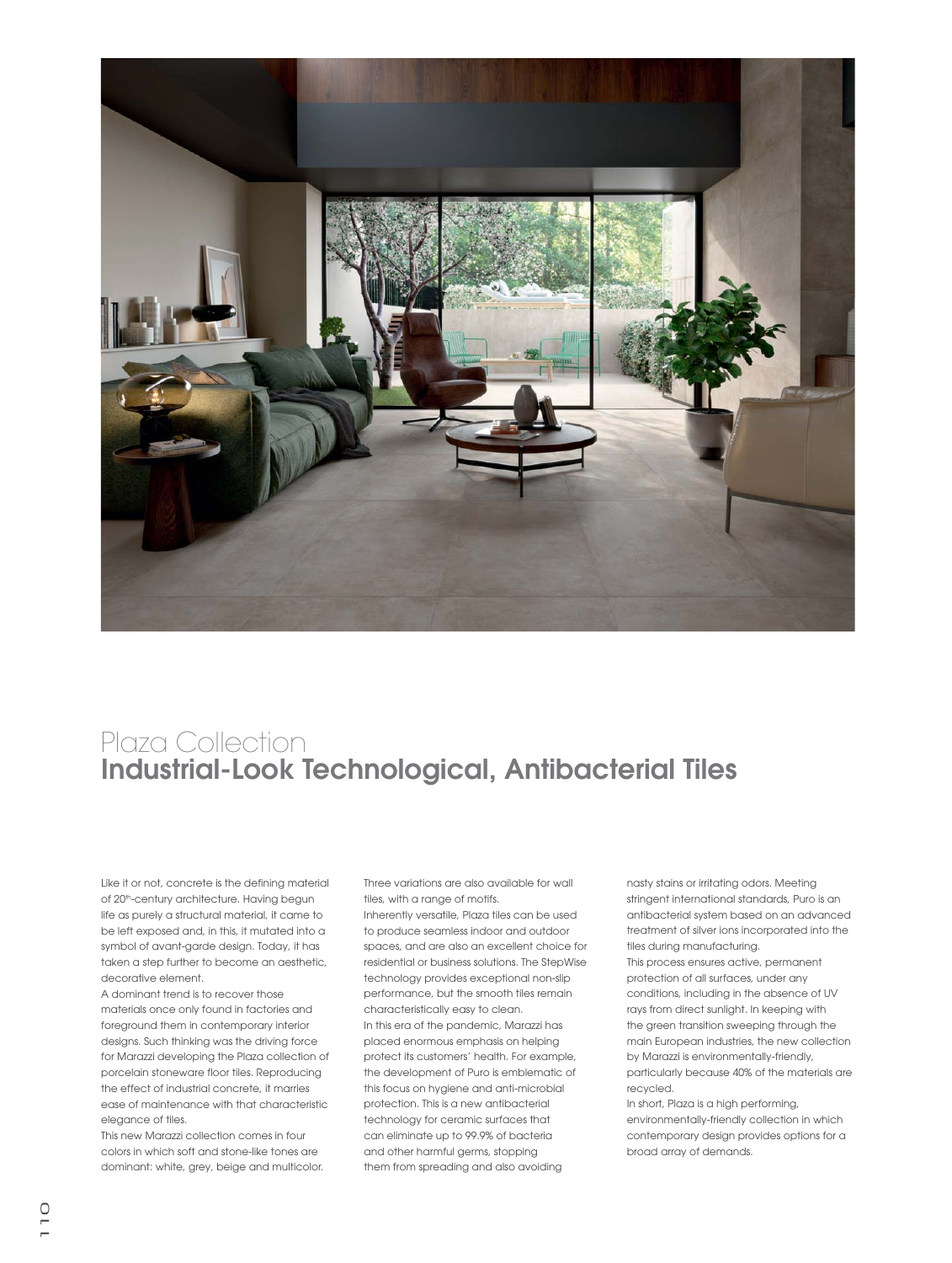# Plaza Collection
## Industrial-Look Technological, Antibacterial Tiles

Like it or not, concrete is the defining material of 20th-century architecture. Having begun life as purely a structural material, it came to be left exposed and, in this, it mutated into a symbol of avant-garde design. Today, it has taken a step further to become an aesthetic, decorative element.

A dominant trend is to recover those materials once only found in factories and foreground them in contemporary interior designs. Such thinking was the driving force for Marazzi developing the Plaza collection of porcelain stoneware floor tiles. Reproducing the effect of industrial concrete, it marries ease of maintenance with that characteristic elegance of tiles.

This new Marazzi collection comes in four colors in which soft and stone-like tones are dominant: white, grey, beige and multicolor. Three variations are also available for wall tiles, with a range of motifs.

Inherently versatile, Plaza tiles can be used to produce seamless indoor and outdoor spaces, and are also an excellent choice for residential or business solutions. The StepWise technology provides exceptional non-slip performance, but the smooth tiles remain characteristically easy to clean.

In this era of the pandemic, Marazzi has placed enormous emphasis on helping protect its customers' health. For example, the development of Puro is emblematic of this focus on hygiene and anti-microbial protection. This is a new antibacterial technology for ceramic surfaces that can eliminate up to 99.9% of bacteria and other harmful germs, stopping them from spreading and also avoiding nasty stains or irritating odors. Meeting stringent international standards, Puro is an antibacterial system based on an advanced treatment of silver ions incorporated into the tiles during manufacturing.

This process ensures active, permanent protection of all surfaces, under any conditions, including in the absence of UV rays from direct sunlight. In keeping with the green transition sweeping through the main European industries, the new collection by Marazzi is environmentally-friendly, particularly because 40% of the materials are recycled.

In short, Plaza is a high performing, environmentally-friendly collection in which contemporary design provides options for a broad array of demands.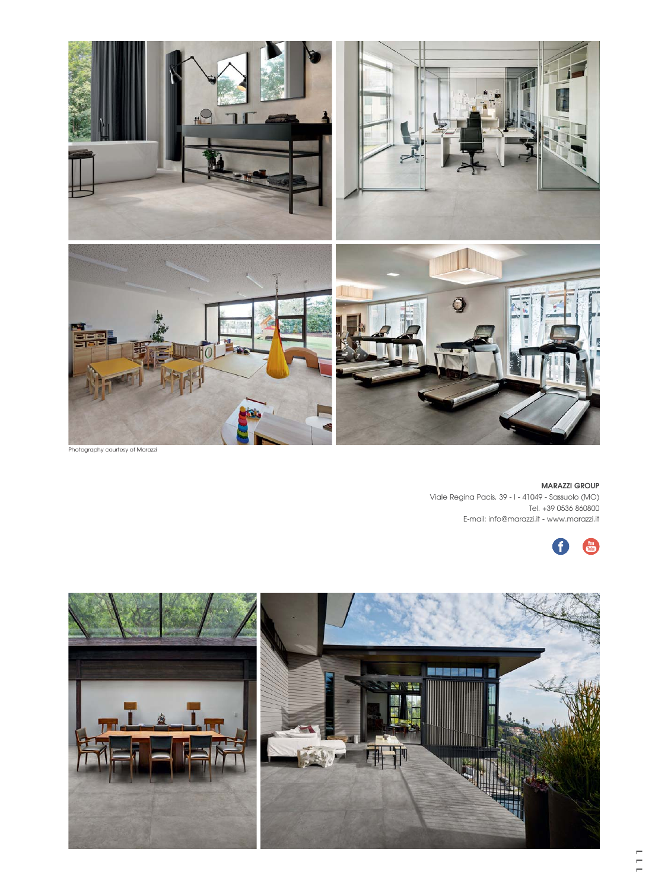Photography courtesy of Marazzi

**MARAZZI GROUP**
Viale Regina Pacis, 39 - I - 41049 - Sassuolo (MO)
Tel. +39 0536 860800
E-mail: info@marazzi.it - www.marazzi.it